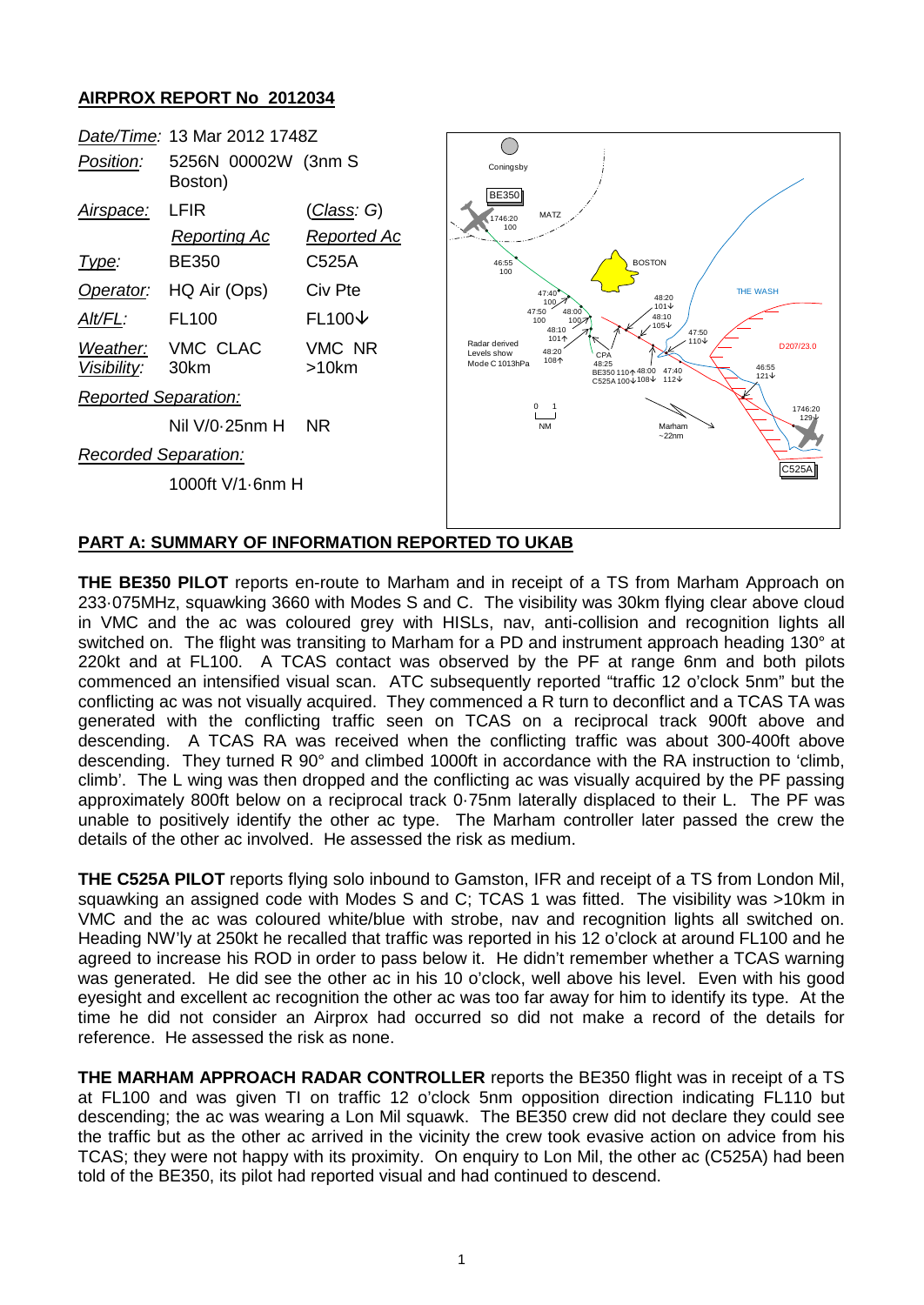**AIRPROX REPORT No 2012034**

| | | |
|---|---|---|
| *Date/Time:* | 13 Mar 2012 1748Z | |
| *Position:* | 5256N 00002W (3nm S Boston) | |
| *Airspace:* | LFIR | (*Class*: G) |
| | *Reporting Ac* | *Reported Ac* |
| *Type:* | BE350 | C525A |
| *Operator:* | HQ Air (Ops) | Civ Pte |
| *Alt/FL:* | FL100 | FL100↓ |
| *Weather:* | VMC CLAC | VMC NR |
| *Visibility:* | 30km | >10km |
| *Reported Separation:* | | |
| | Nil V/0·25nm H | NR |
| *Recorded Separation:* | | |
| | 1000ft V/1·6nm H | |

## PART A: SUMMARY OF INFORMATION REPORTED TO UKAB

**THE BE350 PILOT** reports en-route to Marham and in receipt of a TS from Marham Approach on 233·075MHz, squawking 3660 with Modes S and C. The visibility was 30km flying clear above cloud in VMC and the ac was coloured grey with HISLs, nav, anti-collision and recognition lights all switched on. The flight was transiting to Marham for a PD and instrument approach heading 130° at 220kt and at FL100. A TCAS contact was observed by the PF at range 6nm and both pilots commenced an intensified visual scan. ATC subsequently reported "traffic 12 o'clock 5nm" but the conflicting ac was not visually acquired. They commenced a R turn to deconflict and a TCAS TA was generated with the conflicting traffic seen on TCAS on a reciprocal track 900ft above and descending. A TCAS RA was received when the conflicting traffic was about 300-400ft above descending. They turned R 90° and climbed 1000ft in accordance with the RA instruction to 'climb, climb'. The L wing was then dropped and the conflicting ac was visually acquired by the PF passing approximately 800ft below on a reciprocal track 0·75nm laterally displaced to their L. The PF was unable to positively identify the other ac type. The Marham controller later passed the crew the details of the other ac involved. He assessed the risk as medium.

**THE C525A PILOT** reports flying solo inbound to Gamston, IFR and receipt of a TS from London Mil, squawking an assigned code with Modes S and C; TCAS 1 was fitted. The visibility was >10km in VMC and the ac was coloured white/blue with strobe, nav and recognition lights all switched on. Heading NW'ly at 250kt he recalled that traffic was reported in his 12 o'clock at around FL100 and he agreed to increase his ROD in order to pass below it. He didn't remember whether a TCAS warning was generated. He did see the other ac in his 10 o'clock, well above his level. Even with his good eyesight and excellent ac recognition the other ac was too far away for him to identify its type. At the time he did not consider an Airprox had occurred so did not make a record of the details for reference. He assessed the risk as none.

**THE MARHAM APPROACH RADAR CONTROLLER** reports the BE350 flight was in receipt of a TS at FL100 and was given TI on traffic 12 o'clock 5nm opposition direction indicating FL110 but descending; the ac was wearing a Lon Mil squawk. The BE350 crew did not declare they could see the traffic but as the other ac arrived in the vicinity the crew took evasive action on advice from his TCAS; they were not happy with its proximity. On enquiry to Lon Mil, the other ac (C525A) had been told of the BE350, its pilot had reported visual and had continued to descend.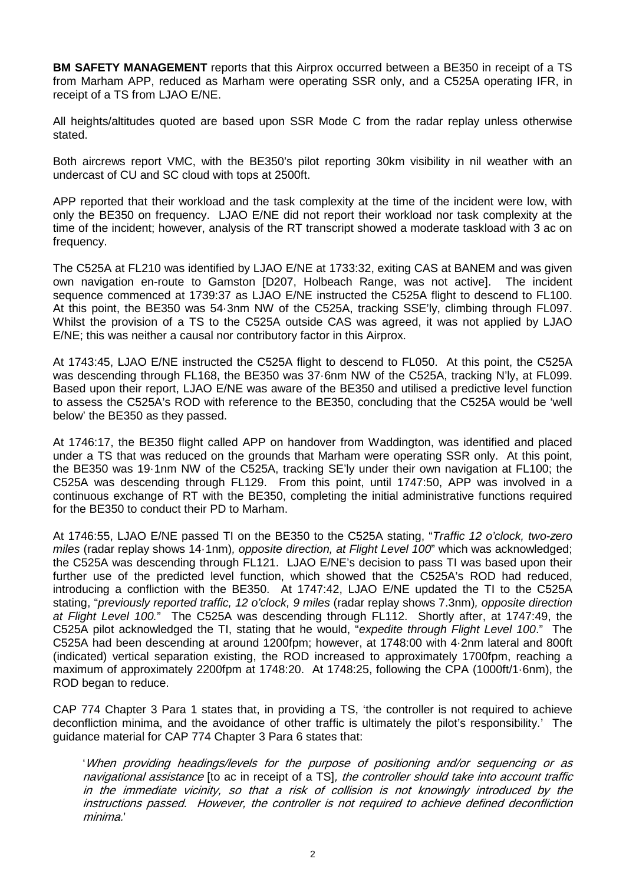**BM SAFETY MANAGEMENT** reports that this Airprox occurred between a BE350 in receipt of a TS from Marham APP, reduced as Marham were operating SSR only, and a C525A operating IFR, in receipt of a TS from LJAO E/NE.

All heights/altitudes quoted are based upon SSR Mode C from the radar replay unless otherwise stated.

Both aircrews report VMC, with the BE350's pilot reporting 30km visibility in nil weather with an undercast of CU and SC cloud with tops at 2500ft.

APP reported that their workload and the task complexity at the time of the incident were low, with only the BE350 on frequency. LJAO E/NE did not report their workload nor task complexity at the time of the incident; however, analysis of the RT transcript showed a moderate taskload with 3 ac on frequency.

The C525A at FL210 was identified by LJAO E/NE at 1733:32, exiting CAS at BANEM and was given own navigation en-route to Gamston [D207, Holbeach Range, was not active]. The incident sequence commenced at 1739:37 as LJAO E/NE instructed the C525A flight to descend to FL100. At this point, the BE350 was 54·3nm NW of the C525A, tracking SSE'ly, climbing through FL097. Whilst the provision of a TS to the C525A outside CAS was agreed, it was not applied by LJAO E/NE; this was neither a causal nor contributory factor in this Airprox.

At 1743:45, LJAO E/NE instructed the C525A flight to descend to FL050. At this point, the C525A was descending through FL168, the BE350 was 37·6nm NW of the C525A, tracking N'ly, at FL099. Based upon their report, LJAO E/NE was aware of the BE350 and utilised a predictive level function to assess the C525A's ROD with reference to the BE350, concluding that the C525A would be 'well below' the BE350 as they passed.

At 1746:17, the BE350 flight called APP on handover from Waddington, was identified and placed under a TS that was reduced on the grounds that Marham were operating SSR only. At this point, the BE350 was 19·1nm NW of the C525A, tracking SE'ly under their own navigation at FL100; the C525A was descending through FL129. From this point, until 1747:50, APP was involved in a continuous exchange of RT with the BE350, completing the initial administrative functions required for the BE350 to conduct their PD to Marham.

At 1746:55, LJAO E/NE passed TI on the BE350 to the C525A stating, "*Traffic 12 o'clock, two-zero miles* (radar replay shows 14·1nm)*, opposite direction, at Flight Level 100*" which was acknowledged; the C525A was descending through FL121. LJAO E/NE's decision to pass TI was based upon their further use of the predicted level function, which showed that the C525A's ROD had reduced, introducing a confliction with the BE350. At 1747:42, LJAO E/NE updated the TI to the C525A stating, "*previously reported traffic, 12 o'clock, 9 miles* (radar replay shows 7.3nm)*, opposite direction at Flight Level 100.*" The C525A was descending through FL112. Shortly after, at 1747:49, the C525A pilot acknowledged the TI, stating that he would, "*expedite through Flight Level 100*." The C525A had been descending at around 1200fpm; however, at 1748:00 with 4·2nm lateral and 800ft (indicated) vertical separation existing, the ROD increased to approximately 1700fpm, reaching a maximum of approximately 2200fpm at 1748:20. At 1748:25, following the CPA (1000ft/1·6nm), the ROD began to reduce.

CAP 774 Chapter 3 Para 1 states that, in providing a TS, 'the controller is not required to achieve deconfliction minima, and the avoidance of other traffic is ultimately the pilot's responsibility.' The guidance material for CAP 774 Chapter 3 Para 6 states that:

> '*When providing headings/levels for the purpose of positioning and/or sequencing or as navigational assistance* [to ac in receipt of a TS]*, the controller should take into account traffic in the immediate vicinity, so that a risk of collision is not knowingly introduced by the instructions passed. However, the controller is not required to achieve defined deconfliction minima.*'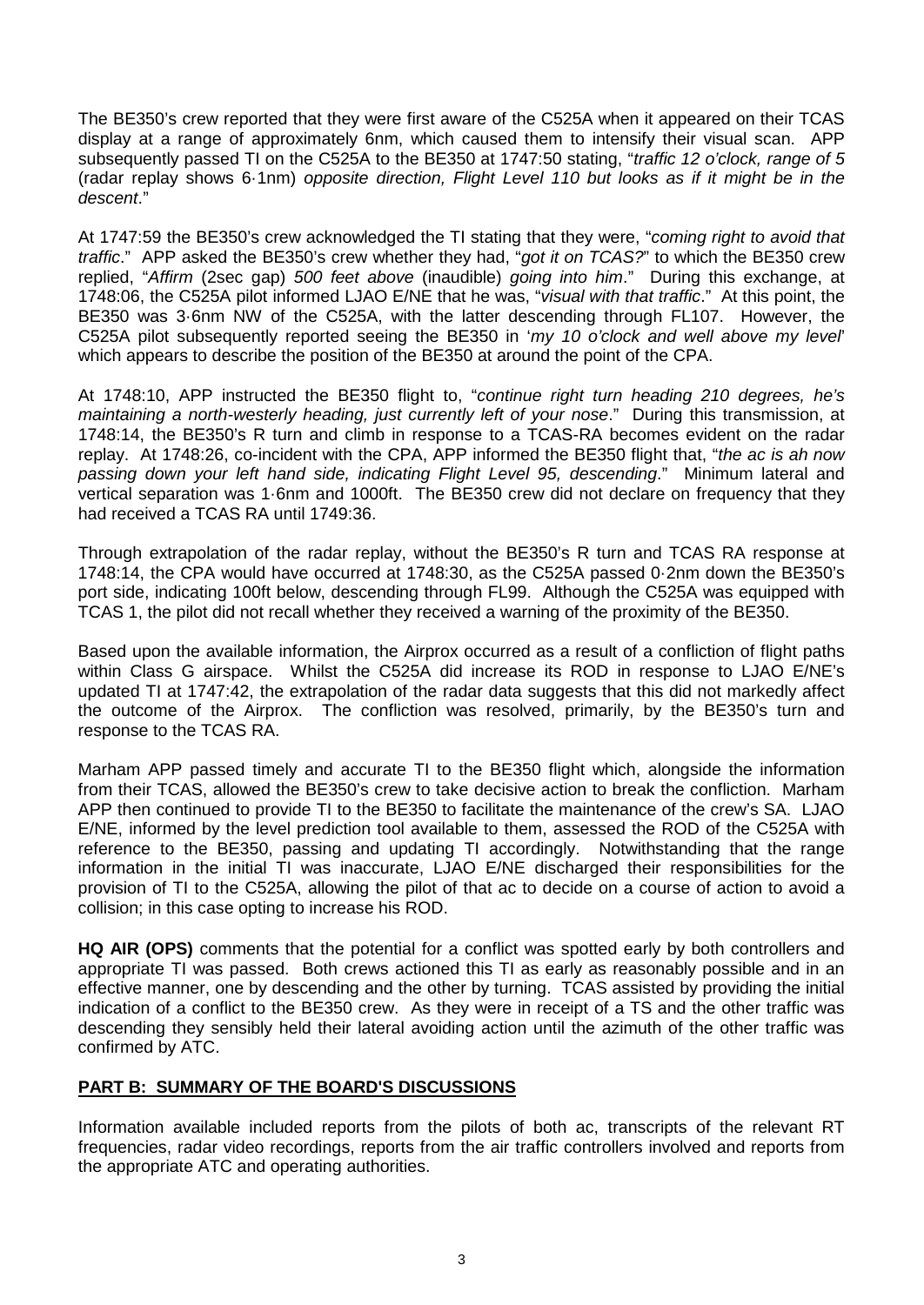The BE350's crew reported that they were first aware of the C525A when it appeared on their TCAS display at a range of approximately 6nm, which caused them to intensify their visual scan. APP subsequently passed TI on the C525A to the BE350 at 1747:50 stating, "*traffic 12 o'clock, range of 5* (radar replay shows 6·1nm) *opposite direction, Flight Level 110 but looks as if it might be in the descent*."

At 1747:59 the BE350's crew acknowledged the TI stating that they were, "*coming right to avoid that traffic*." APP asked the BE350's crew whether they had, "*got it on TCAS?*" to which the BE350 crew replied, "*Affirm* (2sec gap) *500 feet above* (inaudible) *going into him*." During this exchange, at 1748:06, the C525A pilot informed LJAO E/NE that he was, "*visual with that traffic*." At this point, the BE350 was 3·6nm NW of the C525A, with the latter descending through FL107. However, the C525A pilot subsequently reported seeing the BE350 in '*my 10 o'clock and well above my level*' which appears to describe the position of the BE350 at around the point of the CPA.

At 1748:10, APP instructed the BE350 flight to, "*continue right turn heading 210 degrees, he's maintaining a north-westerly heading, just currently left of your nose*." During this transmission, at 1748:14, the BE350's R turn and climb in response to a TCAS-RA becomes evident on the radar replay. At 1748:26, co-incident with the CPA, APP informed the BE350 flight that, "*the ac is ah now passing down your left hand side, indicating Flight Level 95, descending*." Minimum lateral and vertical separation was 1·6nm and 1000ft. The BE350 crew did not declare on frequency that they had received a TCAS RA until 1749:36.

Through extrapolation of the radar replay, without the BE350's R turn and TCAS RA response at 1748:14, the CPA would have occurred at 1748:30, as the C525A passed 0·2nm down the BE350's port side, indicating 100ft below, descending through FL99. Although the C525A was equipped with TCAS 1, the pilot did not recall whether they received a warning of the proximity of the BE350.

Based upon the available information, the Airprox occurred as a result of a confliction of flight paths within Class G airspace. Whilst the C525A did increase its ROD in response to LJAO E/NE's updated TI at 1747:42, the extrapolation of the radar data suggests that this did not markedly affect the outcome of the Airprox. The confliction was resolved, primarily, by the BE350's turn and response to the TCAS RA.

Marham APP passed timely and accurate TI to the BE350 flight which, alongside the information from their TCAS, allowed the BE350's crew to take decisive action to break the confliction. Marham APP then continued to provide TI to the BE350 to facilitate the maintenance of the crew's SA. LJAO E/NE, informed by the level prediction tool available to them, assessed the ROD of the C525A with reference to the BE350, passing and updating TI accordingly. Notwithstanding that the range information in the initial TI was inaccurate, LJAO E/NE discharged their responsibilities for the provision of TI to the C525A, allowing the pilot of that ac to decide on a course of action to avoid a collision; in this case opting to increase his ROD.

**HQ AIR (OPS)** comments that the potential for a conflict was spotted early by both controllers and appropriate TI was passed. Both crews actioned this TI as early as reasonably possible and in an effective manner, one by descending and the other by turning. TCAS assisted by providing the initial indication of a conflict to the BE350 crew. As they were in receipt of a TS and the other traffic was descending they sensibly held their lateral avoiding action until the azimuth of the other traffic was confirmed by ATC.

## PART B: SUMMARY OF THE BOARD'S DISCUSSIONS

Information available included reports from the pilots of both ac, transcripts of the relevant RT frequencies, radar video recordings, reports from the air traffic controllers involved and reports from the appropriate ATC and operating authorities.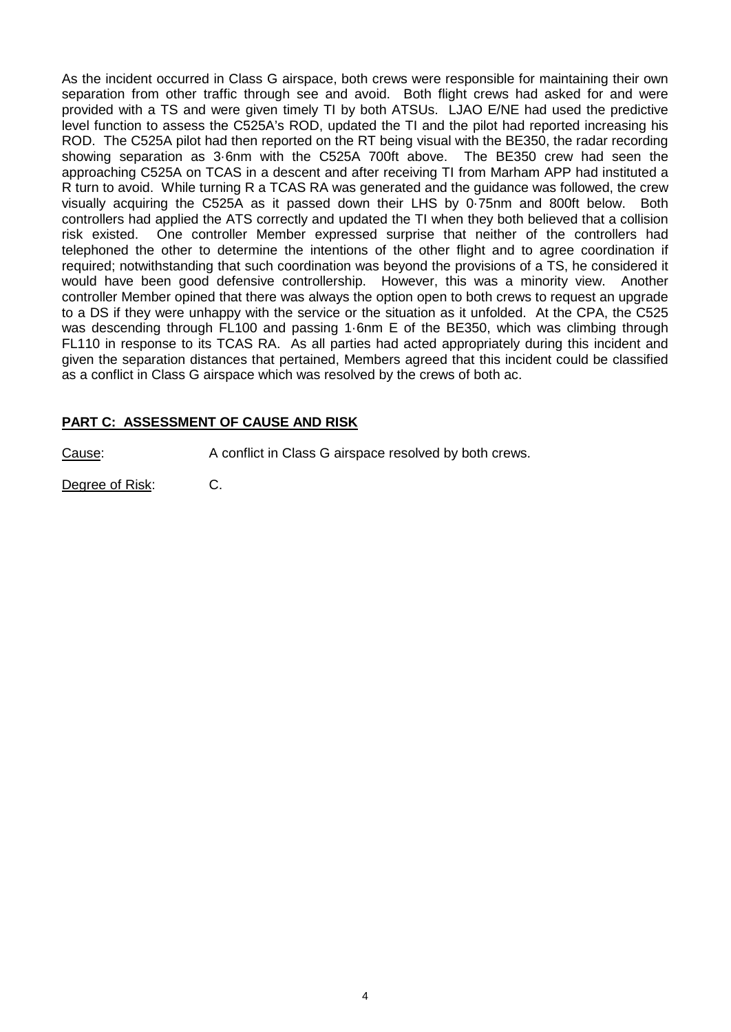As the incident occurred in Class G airspace, both crews were responsible for maintaining their own separation from other traffic through see and avoid. Both flight crews had asked for and were provided with a TS and were given timely TI by both ATSUs. LJAO E/NE had used the predictive level function to assess the C525A's ROD, updated the TI and the pilot had reported increasing his ROD. The C525A pilot had then reported on the RT being visual with the BE350, the radar recording showing separation as 3·6nm with the C525A 700ft above. The BE350 crew had seen the approaching C525A on TCAS in a descent and after receiving TI from Marham APP had instituted a R turn to avoid. While turning R a TCAS RA was generated and the guidance was followed, the crew visually acquiring the C525A as it passed down their LHS by 0·75nm and 800ft below. Both controllers had applied the ATS correctly and updated the TI when they both believed that a collision risk existed. One controller Member expressed surprise that neither of the controllers had telephoned the other to determine the intentions of the other flight and to agree coordination if required; notwithstanding that such coordination was beyond the provisions of a TS, he considered it would have been good defensive controllership. However, this was a minority view. Another controller Member opined that there was always the option open to both crews to request an upgrade to a DS if they were unhappy with the service or the situation as it unfolded. At the CPA, the C525 was descending through FL100 and passing 1·6nm E of the BE350, which was climbing through FL110 in response to its TCAS RA. As all parties had acted appropriately during this incident and given the separation distances that pertained, Members agreed that this incident could be classified as a conflict in Class G airspace which was resolved by the crews of both ac.

## PART C: ASSESSMENT OF CAUSE AND RISK

Cause: A conflict in Class G airspace resolved by both crews.

Degree of Risk: C.